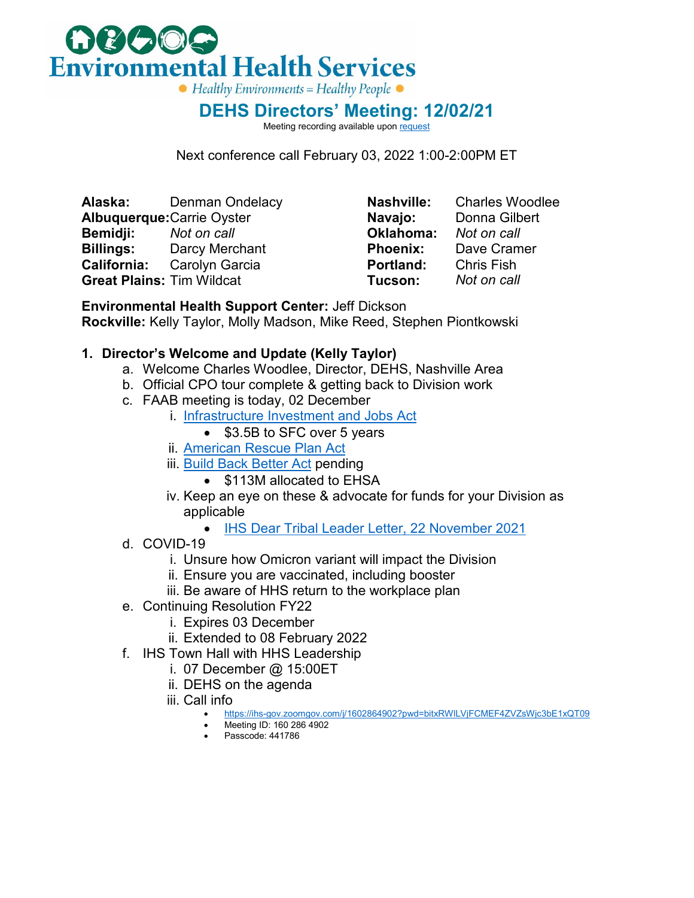# Environmental Health Services

Healthy Environments = Healthy People

## DEHS Directors' Meeting: 12/02/21

Meeting recording available upon request

Next conference call February 03, 2022 1:00-2:00PM ET

| | | | |
|---|---|---|---|
| **Alaska:** | Denman Ondelacy | **Nashville:** | Charles Woodlee |
| **Albuquerque:** | Carrie Oyster | **Navajo:** | Donna Gilbert |
| **Bemidji:** | *Not on call* | **Oklahoma:** | *Not on call* |
| **Billings:** | Darcy Merchant | **Phoenix:** | Dave Cramer |
| **California:** | Carolyn Garcia | **Portland:** | Chris Fish |
| **Great Plains:** | Tim Wildcat | **Tucson:** | *Not on call* |

**Environmental Health Support Center:** Jeff Dickson
**Rockville:** Kelly Taylor, Molly Madson, Mike Reed, Stephen Piontkowski

1. **Director's Welcome and Update (Kelly Taylor)**
   a. Welcome Charles Woodlee, Director, DEHS, Nashville Area
   b. Official CPO tour complete & getting back to Division work
   c. FAAB meeting is today, 02 December
      i. Infrastructure Investment and Jobs Act
         - $3.5B to SFC over 5 years
      ii. American Rescue Plan Act
      iii. Build Back Better Act pending
         - $113M allocated to EHSA
      iv. Keep an eye on these & advocate for funds for your Division as applicable
         - IHS Dear Tribal Leader Letter, 22 November 2021
   d. COVID-19
      i. Unsure how Omicron variant will impact the Division
      ii. Ensure you are vaccinated, including booster
      iii. Be aware of HHS return to the workplace plan
   e. Continuing Resolution FY22
      i. Expires 03 December
      ii. Extended to 08 February 2022
   f. IHS Town Hall with HHS Leadership
      i. 07 December @ 15:00ET
      ii. DEHS on the agenda
      iii. Call info
         - https://ihs-gov.zoomgov.com/j/1602864902?pwd=bitxRWILVjFCMEF4ZVZsWjc3bE1xQT09
         - Meeting ID: 160 286 4902
         - Passcode: 441786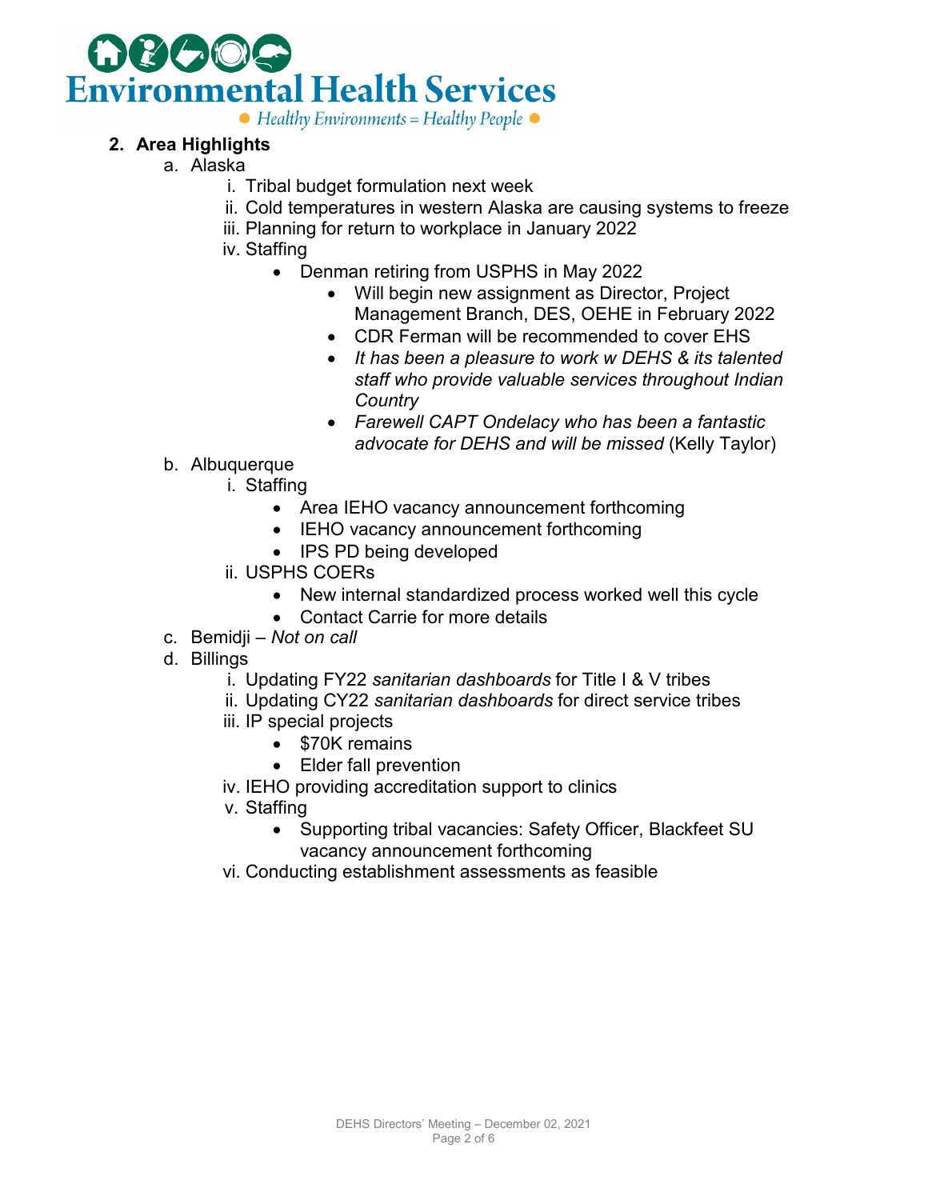2. **Area Highlights**
    a. Alaska
        i. Tribal budget formulation next week
        ii. Cold temperatures in western Alaska are causing systems to freeze
        iii. Planning for return to workplace in January 2022
        iv. Staffing
            - Denman retiring from USPHS in May 2022
                - Will begin new assignment as Director, Project Management Branch, DES, OEHE in February 2022
                - CDR Ferman will be recommended to cover EHS
                - *It has been a pleasure to work w DEHS & its talented staff who provide valuable services throughout Indian Country*
                - *Farewell CAPT Ondelacy who has been a fantastic advocate for DEHS and will be missed* (Kelly Taylor)
    b. Albuquerque
        i. Staffing
            - Area IEHO vacancy announcement forthcoming
            - IEHO vacancy announcement forthcoming
            - IPS PD being developed
        ii. USPHS COERs
            - New internal standardized process worked well this cycle
            - Contact Carrie for more details
    c. Bemidji – *Not on call*
    d. Billings
        i. Updating FY22 *sanitarian dashboards* for Title I & V tribes
        ii. Updating CY22 *sanitarian dashboards* for direct service tribes
        iii. IP special projects
            - $70K remains
            - Elder fall prevention
        iv. IEHO providing accreditation support to clinics
        v. Staffing
            - Supporting tribal vacancies: Safety Officer, Blackfeet SU vacancy announcement forthcoming
        vi. Conducting establishment assessments as feasible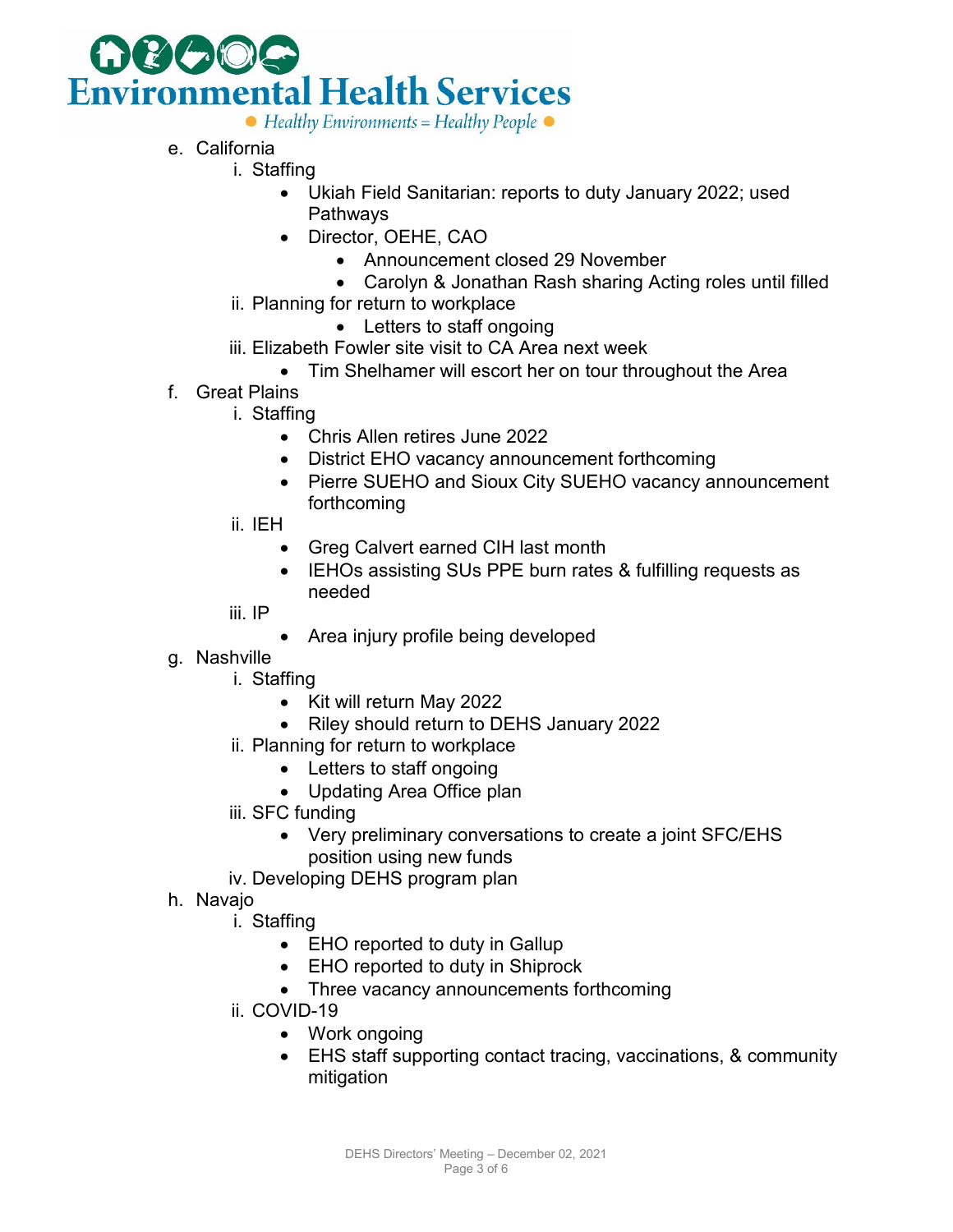e. California
   i. Staffing
      - Ukiah Field Sanitarian: reports to duty January 2022; used Pathways
      - Director, OEHE, CAO
        - Announcement closed 29 November
        - Carolyn & Jonathan Rash sharing Acting roles until filled
   ii. Planning for return to workplace
        - Letters to staff ongoing
   iii. Elizabeth Fowler site visit to CA Area next week
      - Tim Shelhamer will escort her on tour throughout the Area

f. Great Plains
   i. Staffing
      - Chris Allen retires June 2022
      - District EHO vacancy announcement forthcoming
      - Pierre SUEHO and Sioux City SUEHO vacancy announcement forthcoming
   ii. IEH
      - Greg Calvert earned CIH last month
      - IEHOs assisting SUs PPE burn rates & fulfilling requests as needed
   iii. IP
      - Area injury profile being developed

g. Nashville
   i. Staffing
      - Kit will return May 2022
      - Riley should return to DEHS January 2022
   ii. Planning for return to workplace
      - Letters to staff ongoing
      - Updating Area Office plan
   iii. SFC funding
      - Very preliminary conversations to create a joint SFC/EHS position using new funds
   iv. Developing DEHS program plan

h. Navajo
   i. Staffing
      - EHO reported to duty in Gallup
      - EHO reported to duty in Shiprock
      - Three vacancy announcements forthcoming
   ii. COVID-19
      - Work ongoing
      - EHS staff supporting contact tracing, vaccinations, & community mitigation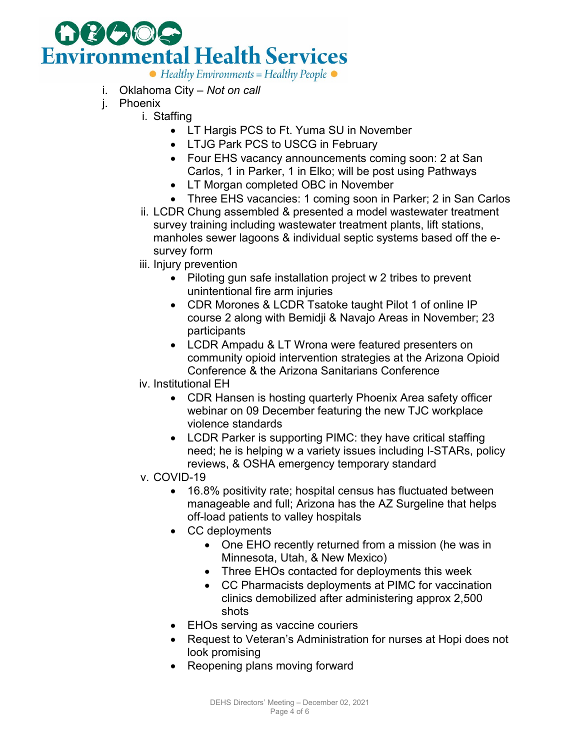i. Oklahoma City – *Not on call*

j. Phoenix

   i. Staffing

      - LT Hargis PCS to Ft. Yuma SU in November
      - LTJG Park PCS to USCG in February
      - Four EHS vacancy announcements coming soon: 2 at San Carlos, 1 in Parker, 1 in Elko; will be post using Pathways
      - LT Morgan completed OBC in November
      - Three EHS vacancies: 1 coming soon in Parker; 2 in San Carlos

   ii. LCDR Chung assembled & presented a model wastewater treatment survey training including wastewater treatment plants, lift stations, manholes sewer lagoons & individual septic systems based off the e-survey form

   iii. Injury prevention

      - Piloting gun safe installation project w 2 tribes to prevent unintentional fire arm injuries
      - CDR Morones & LCDR Tsatoke taught Pilot 1 of online IP course 2 along with Bemidji & Navajo Areas in November; 23 participants
      - LCDR Ampadu & LT Wrona were featured presenters on community opioid intervention strategies at the Arizona Opioid Conference & the Arizona Sanitarians Conference

   iv. Institutional EH

      - CDR Hansen is hosting quarterly Phoenix Area safety officer webinar on 09 December featuring the new TJC workplace violence standards
      - LCDR Parker is supporting PIMC: they have critical staffing need; he is helping w a variety issues including I-STARs, policy reviews, & OSHA emergency temporary standard

   v. COVID-19

      - 16.8% positivity rate; hospital census has fluctuated between manageable and full; Arizona has the AZ Surgeline that helps off-load patients to valley hospitals
      - CC deployments
        - One EHO recently returned from a mission (he was in Minnesota, Utah, & New Mexico)
        - Three EHOs contacted for deployments this week
        - CC Pharmacists deployments at PIMC for vaccination clinics demobilized after administering approx 2,500 shots
      - EHOs serving as vaccine couriers
      - Request to Veteran's Administration for nurses at Hopi does not look promising
      - Reopening plans moving forward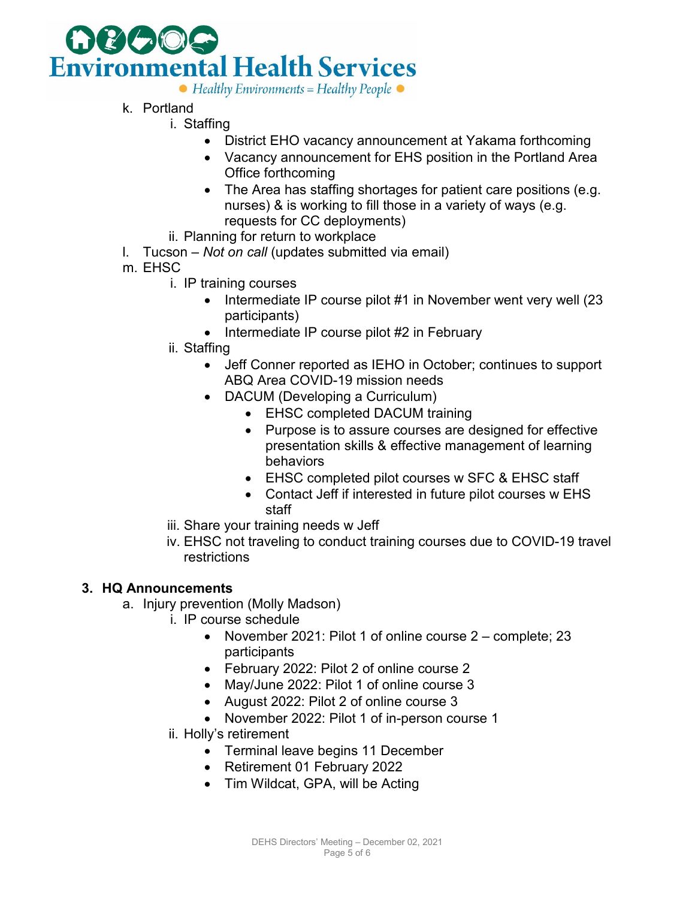k. Portland
    i. Staffing
        - District EHO vacancy announcement at Yakama forthcoming
        - Vacancy announcement for EHS position in the Portland Area Office forthcoming
        - The Area has staffing shortages for patient care positions (e.g. nurses) & is working to fill those in a variety of ways (e.g. requests for CC deployments)
    ii. Planning for return to workplace

l. Tucson – *Not on call* (updates submitted via email)

m. EHSC
    i. IP training courses
        - Intermediate IP course pilot #1 in November went very well (23 participants)
        - Intermediate IP course pilot #2 in February
    ii. Staffing
        - Jeff Conner reported as IEHO in October; continues to support ABQ Area COVID-19 mission needs
        - DACUM (Developing a Curriculum)
            - EHSC completed DACUM training
            - Purpose is to assure courses are designed for effective presentation skills & effective management of learning behaviors
            - EHSC completed pilot courses w SFC & EHSC staff
            - Contact Jeff if interested in future pilot courses w EHS staff
    iii. Share your training needs w Jeff
    iv. EHSC not traveling to conduct training courses due to COVID-19 travel restrictions

**3. HQ Announcements**

a. Injury prevention (Molly Madson)
    i. IP course schedule
        - November 2021: Pilot 1 of online course 2 – complete; 23 participants
        - February 2022: Pilot 2 of online course 2
        - May/June 2022: Pilot 1 of online course 3
        - August 2022: Pilot 2 of online course 3
        - November 2022: Pilot 1 of in-person course 1
    ii. Holly's retirement
        - Terminal leave begins 11 December
        - Retirement 01 February 2022
        - Tim Wildcat, GPA, will be Acting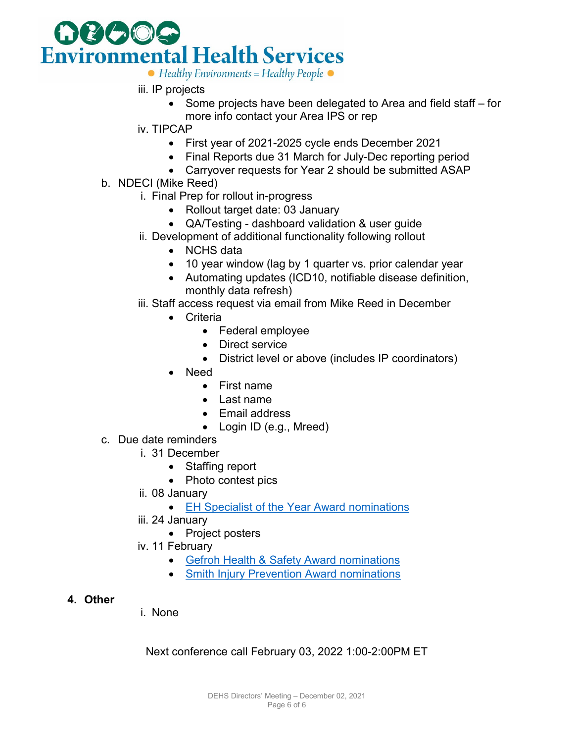iii. IP projects

- Some projects have been delegated to Area and field staff – for more info contact your Area IPS or rep

iv. TIPCAP

- First year of 2021-2025 cycle ends December 2021
- Final Reports due 31 March for July-Dec reporting period
- Carryover requests for Year 2 should be submitted ASAP

b. NDECI (Mike Reed)

i. Final Prep for rollout in-progress

- Rollout target date: 03 January
- QA/Testing - dashboard validation & user guide

ii. Development of additional functionality following rollout

- NCHS data
- 10 year window (lag by 1 quarter vs. prior calendar year
- Automating updates (ICD10, notifiable disease definition, monthly data refresh)

iii. Staff access request via email from Mike Reed in December

- Criteria
  - Federal employee
  - Direct service
  - District level or above (includes IP coordinators)
- Need
  - First name
  - Last name
  - Email address
  - Login ID (e.g., Mreed)

c. Due date reminders

i. 31 December

- Staffing report
- Photo contest pics

ii. 08 January

- EH Specialist of the Year Award nominations

iii. 24 January

- Project posters

iv. 11 February

- Gefroh Health & Safety Award nominations
- Smith Injury Prevention Award nominations

**4. Other**

i. None

Next conference call February 03, 2022 1:00-2:00PM ET